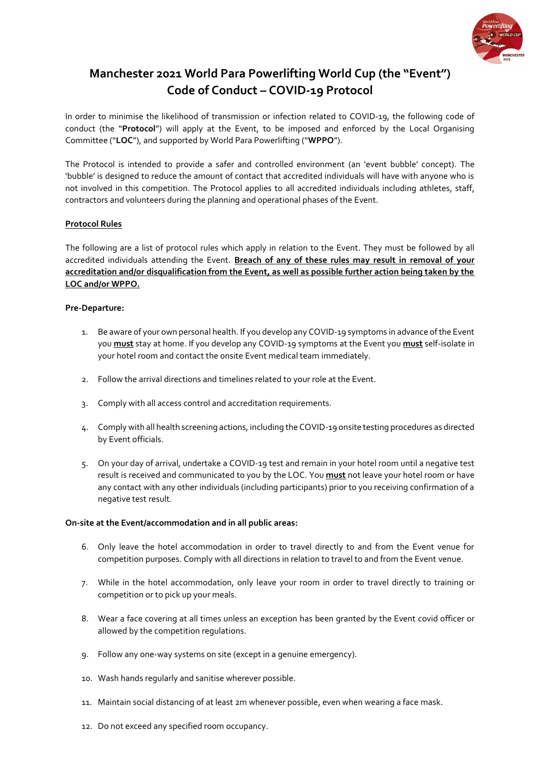# Manchester 2021 World Para Powerlifting World Cup (the "Event") Code of Conduct – COVID-19 Protocol

In order to minimise the likelihood of transmission or infection related to COVID-19, the following code of conduct (the "**Protocol**") will apply at the Event, to be imposed and enforced by the Local Organising Committee ("**LOC**"), and supported by World Para Powerlifting ("**WPPO**").

The Protocol is intended to provide a safer and controlled environment (an 'event bubble' concept). The 'bubble' is designed to reduce the amount of contact that accredited individuals will have with anyone who is not involved in this competition. The Protocol applies to all accredited individuals including athletes, staff, contractors and volunteers during the planning and operational phases of the Event.

## Protocol Rules

The following are a list of protocol rules which apply in relation to the Event. They must be followed by all accredited individuals attending the Event. **Breach of any of these rules may result in removal of your accreditation and/or disqualification from the Event, as well as possible further action being taken by the LOC and/or WPPO.**

### Pre-Departure:

1. Be aware of your own personal health. If you develop any COVID-19 symptoms in advance of the Event you **must** stay at home. If you develop any COVID-19 symptoms at the Event you **must** self-isolate in your hotel room and contact the onsite Event medical team immediately.
2. Follow the arrival directions and timelines related to your role at the Event.
3. Comply with all access control and accreditation requirements.
4. Comply with all health screening actions, including the COVID-19 onsite testing procedures as directed by Event officials.
5. On your day of arrival, undertake a COVID-19 test and remain in your hotel room until a negative test result is received and communicated to you by the LOC. You **must** not leave your hotel room or have any contact with any other individuals (including participants) prior to you receiving confirmation of a negative test result.

### On-site at the Event/accommodation and in all public areas:

6. Only leave the hotel accommodation in order to travel directly to and from the Event venue for competition purposes. Comply with all directions in relation to travel to and from the Event venue.
7. While in the hotel accommodation, only leave your room in order to travel directly to training or competition or to pick up your meals.
8. Wear a face covering at all times unless an exception has been granted by the Event covid officer or allowed by the competition regulations.
9. Follow any one-way systems on site (except in a genuine emergency).
10. Wash hands regularly and sanitise wherever possible.
11. Maintain social distancing of at least 2m whenever possible, even when wearing a face mask.
12. Do not exceed any specified room occupancy.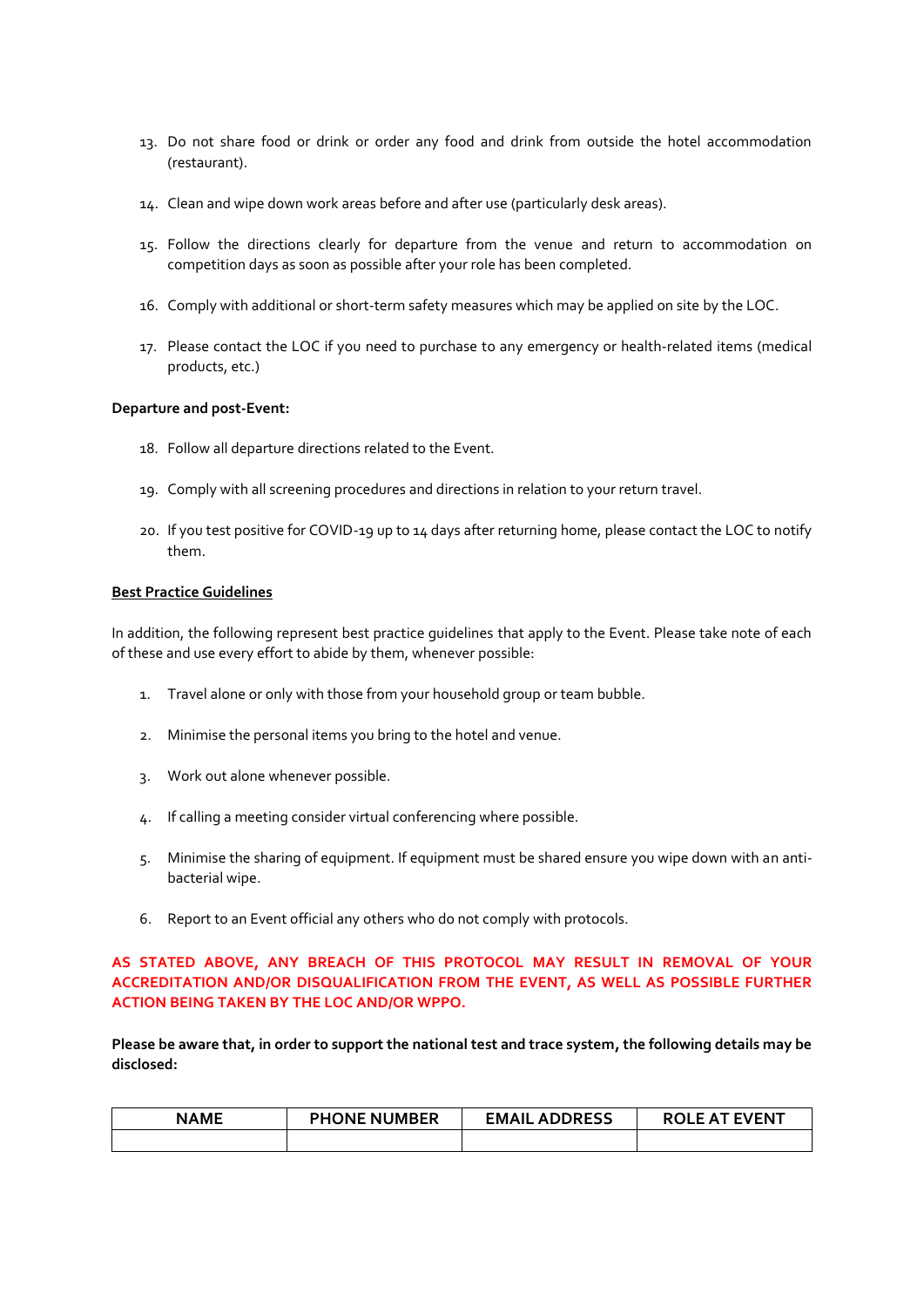13. Do not share food or drink or order any food and drink from outside the hotel accommodation (restaurant).

14. Clean and wipe down work areas before and after use (particularly desk areas).

15. Follow the directions clearly for departure from the venue and return to accommodation on competition days as soon as possible after your role has been completed.

16. Comply with additional or short-term safety measures which may be applied on site by the LOC.

17. Please contact the LOC if you need to purchase to any emergency or health-related items (medical products, etc.)

**Departure and post-Event:**

18. Follow all departure directions related to the Event.

19. Comply with all screening procedures and directions in relation to your return travel.

20. If you test positive for COVID-19 up to 14 days after returning home, please contact the LOC to notify them.

**Best Practice Guidelines**

In addition, the following represent best practice guidelines that apply to the Event. Please take note of each of these and use every effort to abide by them, whenever possible:

1. Travel alone or only with those from your household group or team bubble.

2. Minimise the personal items you bring to the hotel and venue.

3. Work out alone whenever possible.

4. If calling a meeting consider virtual conferencing where possible.

5. Minimise the sharing of equipment. If equipment must be shared ensure you wipe down with an anti-bacterial wipe.

6. Report to an Event official any others who do not comply with protocols.

**AS STATED ABOVE, ANY BREACH OF THIS PROTOCOL MAY RESULT IN REMOVAL OF YOUR ACCREDITATION AND/OR DISQUALIFICATION FROM THE EVENT, AS WELL AS POSSIBLE FURTHER ACTION BEING TAKEN BY THE LOC AND/OR WPPO.**

**Please be aware that, in order to support the national test and trace system, the following details may be disclosed:**

| NAME | PHONE NUMBER | EMAIL ADDRESS | ROLE AT EVENT |
|---|---|---|---|
| | | | |